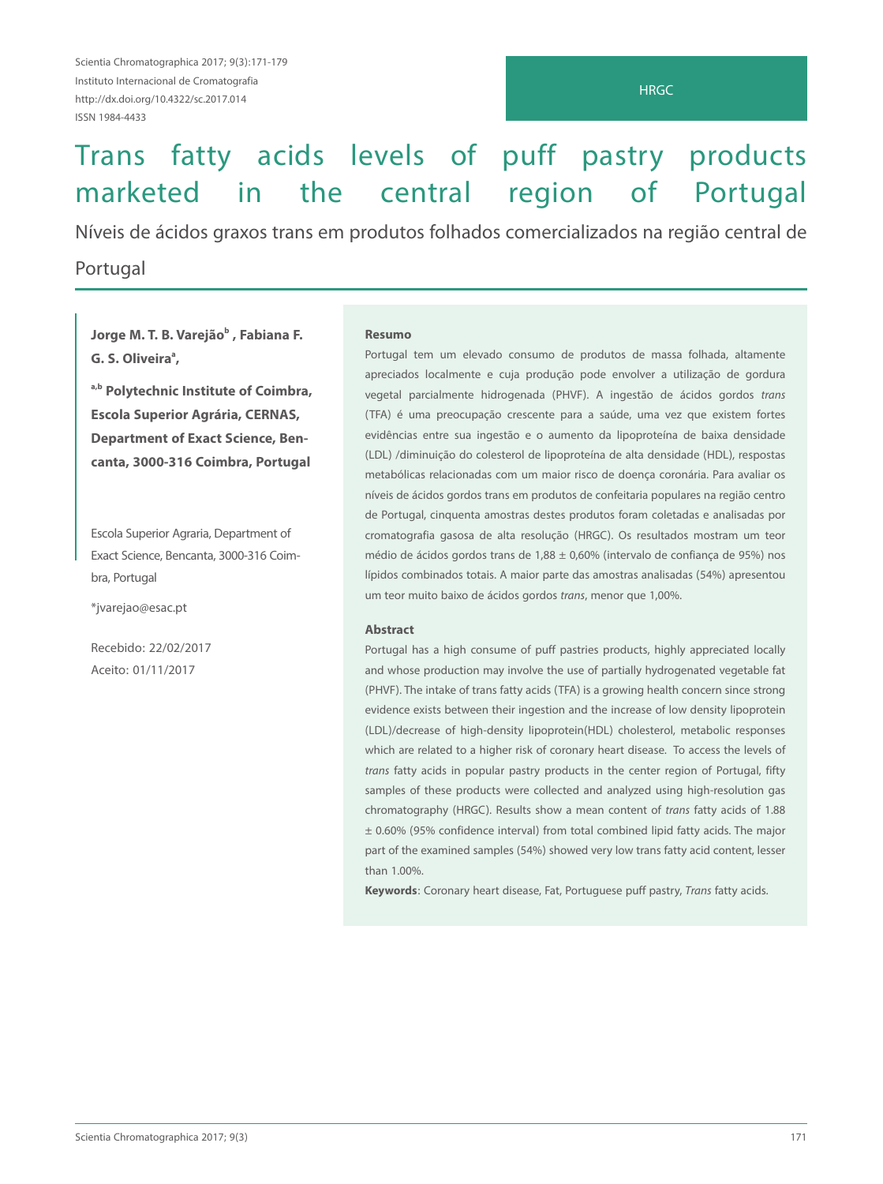Scientia Chromatographica 2017; 9(3):171-179
Instituto Internacional de Cromatografia
http://dx.doi.org/10.4322/sc.2017.014
ISSN 1984-4433

HRGC

# Trans fatty acids levels of puff pastry products marketed in the central region of Portugal

## Níveis de ácidos graxos trans em produtos folhados comercializados na região central de Portugal

**Jorge M. T. B. Varejão[b] , Fabiana F. G. S. Oliveira[a],**

**[a,b] Polytechnic Institute of Coimbra, Escola Superior Agrária, CERNAS, Department of Exact Science, Bencanta, 3000-316 Coimbra, Portugal**

Escola Superior Agraria, Department of Exact Science, Bencanta, 3000-316 Coimbra, Portugal

*jvarejao@esac.pt

Recebido: 22/02/2017
Aceito: 01/11/2017

### Resumo

Portugal tem um elevado consumo de produtos de massa folhada, altamente apreciados localmente e cuja produção pode envolver a utilização de gordura vegetal parcialmente hidrogenada (PHVF). A ingestão de ácidos gordos *trans* (TFA) é uma preocupação crescente para a saúde, uma vez que existem fortes evidências entre sua ingestão e o aumento da lipoproteína de baixa densidade (LDL) /diminuição do colesterol de lipoproteína de alta densidade (HDL), respostas metabólicas relacionadas com um maior risco de doença coronária. Para avaliar os níveis de ácidos gordos trans em produtos de confeitaria populares na região centro de Portugal, cinquenta amostras destes produtos foram coletadas e analisadas por cromatografia gasosa de alta resolução (HRGC). Os resultados mostram um teor médio de ácidos gordos trans de 1,88 ± 0,60% (intervalo de confiança de 95%) nos lípidos combinados totais. A maior parte das amostras analisadas (54%) apresentou um teor muito baixo de ácidos gordos *trans*, menor que 1,00%.

### Abstract

Portugal has a high consume of puff pastries products, highly appreciated locally and whose production may involve the use of partially hydrogenated vegetable fat (PHVF). The intake of trans fatty acids (TFA) is a growing health concern since strong evidence exists between their ingestion and the increase of low density lipoprotein (LDL)/decrease of high-density lipoprotein(HDL) cholesterol, metabolic responses which are related to a higher risk of coronary heart disease. To access the levels of *trans* fatty acids in popular pastry products in the center region of Portugal, fifty samples of these products were collected and analyzed using high-resolution gas chromatography (HRGC). Results show a mean content of *trans* fatty acids of 1.88 ± 0.60% (95% confidence interval) from total combined lipid fatty acids. The major part of the examined samples (54%) showed very low trans fatty acid content, lesser than 1.00%.

**Keywords**: Coronary heart disease, Fat, Portuguese puff pastry, *Trans* fatty acids.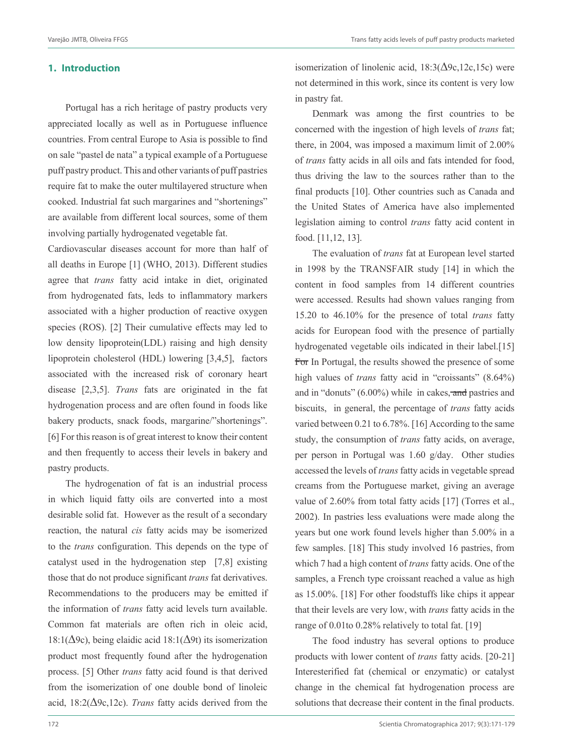## 1. Introduction

Portugal has a rich heritage of pastry products very appreciated locally as well as in Portuguese influence countries. From central Europe to Asia is possible to find on sale "pastel de nata" a typical example of a Portuguese puff pastry product. This and other variants of puff pastries require fat to make the outer multilayered structure when cooked. Industrial fat such margarines and "shortenings" are available from different local sources, some of them involving partially hydrogenated vegetable fat.

Cardiovascular diseases account for more than half of all deaths in Europe [1] (WHO, 2013). Different studies agree that *trans* fatty acid intake in diet, originated from hydrogenated fats, leds to inflammatory markers associated with a higher production of reactive oxygen species (ROS). [2] Their cumulative effects may led to low density lipoprotein(LDL) raising and high density lipoprotein cholesterol (HDL) lowering [3,4,5], factors associated with the increased risk of coronary heart disease [2,3,5]. *Trans* fats are originated in the fat hydrogenation process and are often found in foods like bakery products, snack foods, margarine/"shortenings". [6] For this reason is of great interest to know their content and then frequently to access their levels in bakery and pastry products.

The hydrogenation of fat is an industrial process in which liquid fatty oils are converted into a most desirable solid fat. However as the result of a secondary reaction, the natural *cis* fatty acids may be isomerized to the *trans* configuration. This depends on the type of catalyst used in the hydrogenation step [7,8] existing those that do not produce significant *trans* fat derivatives. Recommendations to the producers may be emitted if the information of *trans* fatty acid levels turn available. Common fat materials are often rich in oleic acid, 18:1($\Delta$9c), being elaidic acid 18:1($\Delta$9t) its isomerization product most frequently found after the hydrogenation process. [5] Other *trans* fatty acid found is that derived from the isomerization of one double bond of linoleic acid, 18:2($\Delta$9c,12c). *Trans* fatty acids derived from the isomerization of linolenic acid, 18:3($\Delta$9c,12c,15c) were not determined in this work, since its content is very low in pastry fat.

Denmark was among the first countries to be concerned with the ingestion of high levels of *trans* fat; there, in 2004, was imposed a maximum limit of 2.00% of *trans* fatty acids in all oils and fats intended for food, thus driving the law to the sources rather than to the final products [10]. Other countries such as Canada and the United States of America have also implemented legislation aiming to control *trans* fatty acid content in food. [11,12, 13].

The evaluation of *trans* fat at European level started in 1998 by the TRANSFAIR study [14] in which the content in food samples from 14 different countries were accessed. Results had shown values ranging from 15.20 to 46.10% for the presence of total *trans* fatty acids for European food with the presence of partially hydrogenated vegetable oils indicated in their label.[15] ~~For~~ In Portugal, the results showed the presence of some high values of *trans* fatty acid in "croissants" (8.64%) and in "donuts" (6.00%) while in cakes, ~~and~~ pastries and biscuits, in general, the percentage of *trans* fatty acids varied between 0.21 to 6.78%. [16] According to the same study, the consumption of *trans* fatty acids, on average, per person in Portugal was 1.60 g/day. Other studies accessed the levels of *trans* fatty acids in vegetable spread creams from the Portuguese market, giving an average value of 2.60% from total fatty acids [17] (Torres et al., 2002). In pastries less evaluations were made along the years but one work found levels higher than 5.00% in a few samples. [18] This study involved 16 pastries, from which 7 had a high content of *trans* fatty acids. One of the samples, a French type croissant reached a value as high as 15.00%. [18] For other foodstuffs like chips it appear that their levels are very low, with *trans* fatty acids in the range of 0.01to 0.28% relatively to total fat. [19]

The food industry has several options to produce products with lower content of *trans* fatty acids. [20-21] Interesterified fat (chemical or enzymatic) or catalyst change in the chemical fat hydrogenation process are solutions that decrease their content in the final products.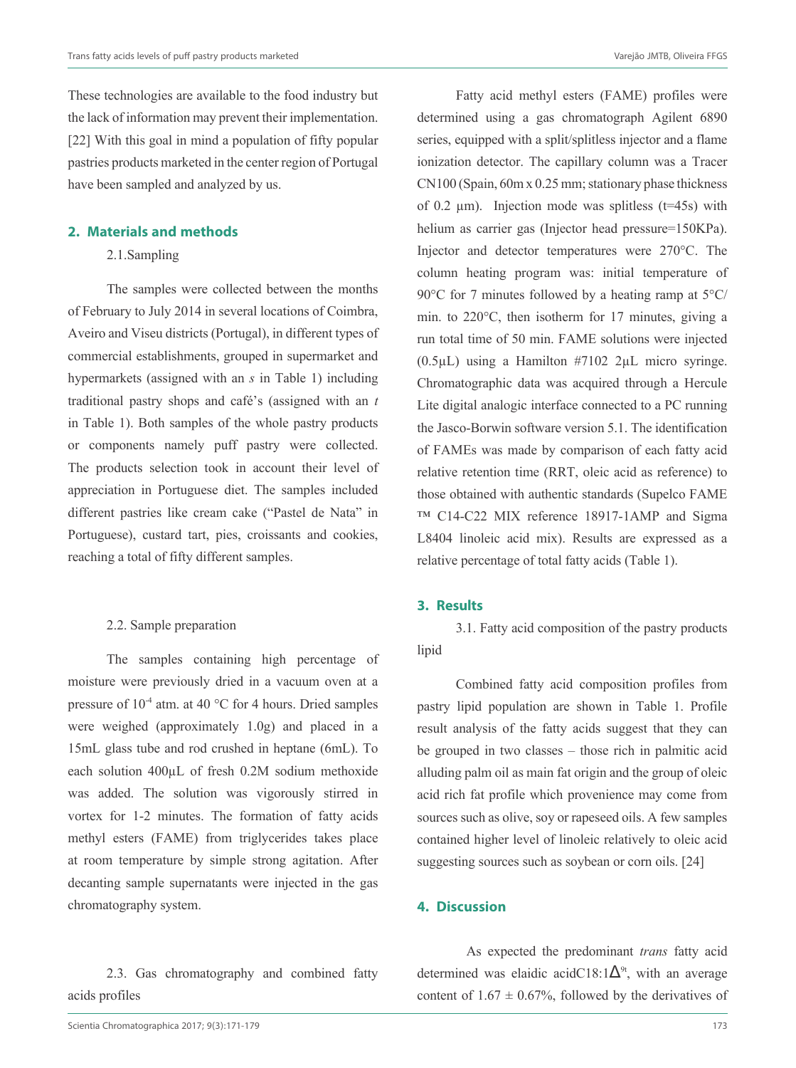These technologies are available to the food industry but the lack of information may prevent their implementation. [22] With this goal in mind a population of fifty popular pastries products marketed in the center region of Portugal have been sampled and analyzed by us.

## 2. Materials and methods

### 2.1. Sampling

The samples were collected between the months of February to July 2014 in several locations of Coimbra, Aveiro and Viseu districts (Portugal), in different types of commercial establishments, grouped in supermarket and hypermarkets (assigned with an *s* in Table 1) including traditional pastry shops and café's (assigned with an *t* in Table 1). Both samples of the whole pastry products or components namely puff pastry were collected. The products selection took in account their level of appreciation in Portuguese diet. The samples included different pastries like cream cake ("Pastel de Nata" in Portuguese), custard tart, pies, croissants and cookies, reaching a total of fifty different samples.

### 2.2. Sample preparation

The samples containing high percentage of moisture were previously dried in a vacuum oven at a pressure of $10^{-4}$ atm. at 40 °C for 4 hours. Dried samples were weighed (approximately 1.0g) and placed in a 15mL glass tube and rod crushed in heptane (6mL). To each solution 400µL of fresh 0.2M sodium methoxide was added. The solution was vigorously stirred in vortex for 1-2 minutes. The formation of fatty acids methyl esters (FAME) from triglycerides takes place at room temperature by simple strong agitation. After decanting sample supernatants were injected in the gas chromatography system.

### 2.3. Gas chromatography and combined fatty acids profiles

Fatty acid methyl esters (FAME) profiles were determined using a gas chromatograph Agilent 6890 series, equipped with a split/splitless injector and a flame ionization detector. The capillary column was a Tracer CN100 (Spain, 60m x 0.25 mm; stationary phase thickness of 0.2 µm). Injection mode was splitless (t=45s) with helium as carrier gas (Injector head pressure=150KPa). Injector and detector temperatures were 270°C. The column heating program was: initial temperature of 90°C for 7 minutes followed by a heating ramp at 5°C/min. to 220°C, then isotherm for 17 minutes, giving a run total time of 50 min. FAME solutions were injected (0.5µL) using a Hamilton #7102 2µL micro syringe. Chromatographic data was acquired through a Hercule Lite digital analogic interface connected to a PC running the Jasco-Borwin software version 5.1. The identification of FAMEs was made by comparison of each fatty acid relative retention time (RRT, oleic acid as reference) to those obtained with authentic standards (Supelco FAME ™ C14-C22 MIX reference 18917-1AMP and Sigma L8404 linoleic acid mix). Results are expressed as a relative percentage of total fatty acids (Table 1).

## 3. Results

### 3.1. Fatty acid composition of the pastry products lipid

Combined fatty acid composition profiles from pastry lipid population are shown in Table 1. Profile result analysis of the fatty acids suggest that they can be grouped in two classes – those rich in palmitic acid alluding palm oil as main fat origin and the group of oleic acid rich fat profile which provenience may come from sources such as olive, soy or rapeseed oils. A few samples contained higher level of linoleic relatively to oleic acid suggesting sources such as soybean or corn oils. [24]

## 4. Discussion

As expected the predominant *trans* fatty acid determined was elaidic acid $C18:1\Delta^{9t}$, with an average content of 1.67 ± 0.67%, followed by the derivatives of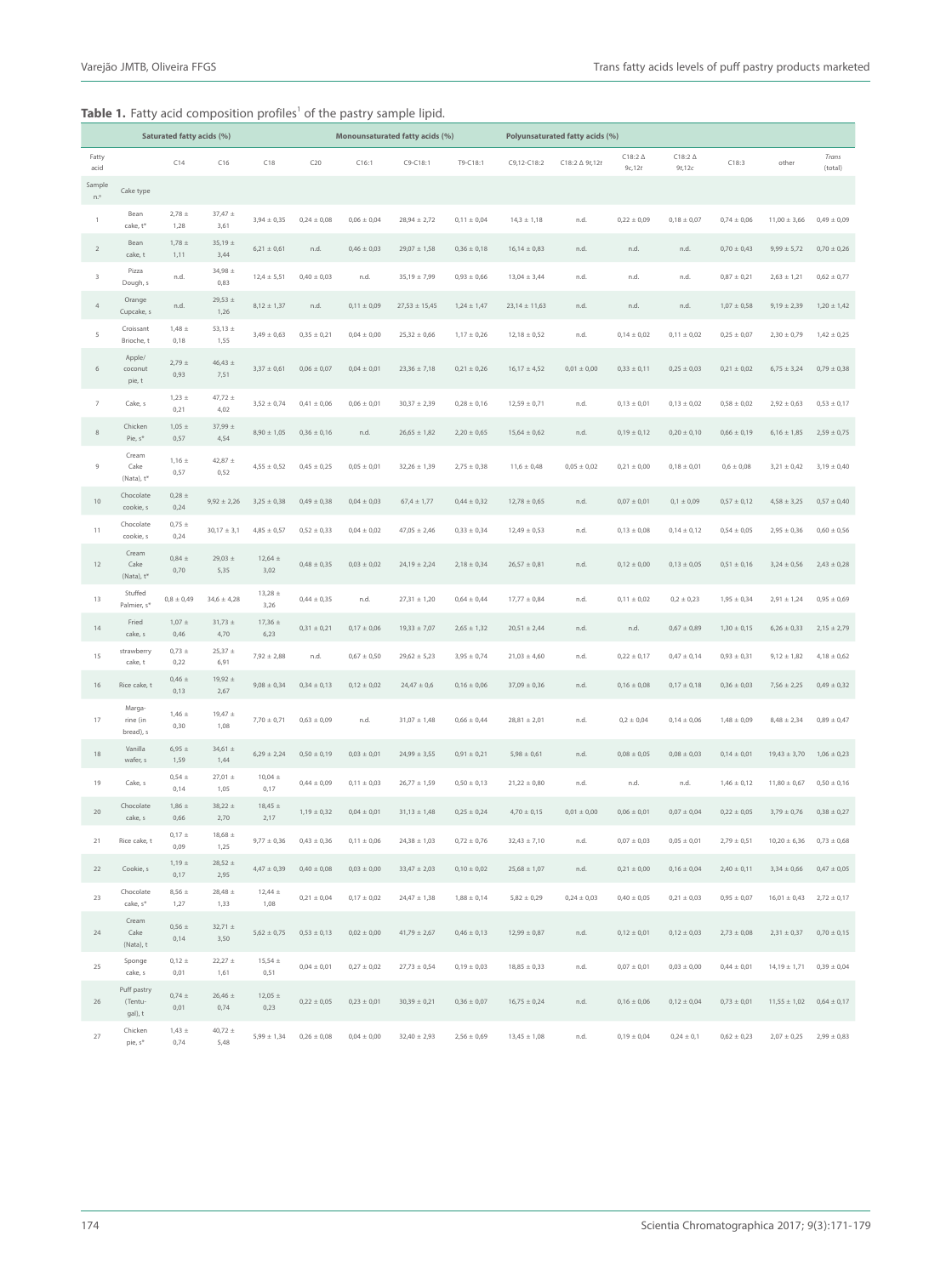**Table 1.** Fatty acid composition profiles[1] of the pastry sample lipid.

| | | Saturated fatty acids (%) | | | | Monounsaturated fatty acids (%) | | | Polyunsaturated fatty acids (%) | | | | | | |
|---|---|---|---|---|---|---|---|---|---|---|---|---|---|---|---|
| Fatty acid | | C14 | C16 | C18 | C20 | C16:1 | C9-C18:1 | T9-C18:1 | C9,12-C18:2 | C18:2 Δ 9t,12t | C18:2 Δ 9c,12t | C18:2 Δ 9t,12c | C18:3 | other | *Trans* (total) |
| Sample n.º | Cake type | | | | | | | | | | | | | | |
| 1 | Bean cake, t* | 2,78 ± 1,28 | 37,47 ± 3,61 | 3,94 ± 0,35 | 0,24 ± 0,08 | 0,06 ± 0,04 | 28,94 ± 2,72 | 0,11 ± 0,04 | 14,3 ± 1,18 | n.d. | 0,22 ± 0,09 | 0,18 ± 0,07 | 0,74 ± 0,06 | 11,00 ± 3,66 | 0,49 ± 0,09 |
| 2 | Bean cake, t | 1,78 ± 1,11 | 35,19 ± 3,44 | 6,21 ± 0,61 | n.d. | 0,46 ± 0,03 | 29,07 ± 1,58 | 0,36 ± 0,18 | 16,14 ± 0,83 | n.d. | n.d. | n.d. | 0,70 ± 0,43 | 9,99 ± 5,72 | 0,70 ± 0,26 |
| 3 | Pizza Dough, s | n.d. | 34,98 ± 0,83 | 12,4 ± 5,51 | 0,40 ± 0,03 | n.d. | 35,19 ± 7,99 | 0,93 ± 0,66 | 13,04 ± 3,44 | n.d. | n.d. | n.d. | 0,87 ± 0,21 | 2,63 ± 1,21 | 0,62 ± 0,77 |
| 4 | Orange Cupcake, s | n.d. | 29,53 ± 1,26 | 8,12 ± 1,37 | n.d. | 0,11 ± 0,09 | 27,53 ± 15,45 | 1,24 ± 1,47 | 23,14 ± 11,63 | n.d. | n.d. | n.d. | 1,07 ± 0,58 | 9,19 ± 2,39 | 1,20 ± 1,42 |
| 5 | Croissant Brioche, t | 1,48 ± 0,18 | 53,13 ± 1,55 | 3,49 ± 0,63 | 0,35 ± 0,21 | 0,04 ± 0,00 | 25,32 ± 0,66 | 1,17 ± 0,26 | 12,18 ± 0,52 | n.d. | 0,14 ± 0,02 | 0,11 ± 0,02 | 0,25 ± 0,07 | 2,30 ± 0,79 | 1,42 ± 0,25 |
| 6 | Apple/ coconut pie, t | 2,79 ± 0,93 | 46,43 ± 7,51 | 3,37 ± 0,61 | 0,06 ± 0,07 | 0,04 ± 0,01 | 23,36 ± 7,18 | 0,21 ± 0,26 | 16,17 ± 4,52 | 0,01 ± 0,00 | 0,33 ± 0,11 | 0,25 ± 0,03 | 0,21 ± 0,02 | 6,75 ± 3,24 | 0,79 ± 0,38 |
| 7 | Cake, s | 1,23 ± 0,21 | 47,72 ± 4,02 | 3,52 ± 0,74 | 0,41 ± 0,06 | 0,06 ± 0,01 | 30,37 ± 2,39 | 0,28 ± 0,16 | 12,59 ± 0,71 | n.d. | 0,13 ± 0,01 | 0,13 ± 0,02 | 0,58 ± 0,02 | 2,92 ± 0,63 | 0,53 ± 0,17 |
| 8 | Chicken Pie, s* | 1,05 ± 0,57 | 37,99 ± 4,54 | 8,90 ± 1,05 | 0,36 ± 0,16 | n.d. | 26,65 ± 1,82 | 2,20 ± 0,65 | 15,64 ± 0,62 | n.d. | 0,19 ± 0,12 | 0,20 ± 0,10 | 0,66 ± 0,19 | 6,16 ± 1,85 | 2,59 ± 0,75 |
| 9 | Cream Cake (Nata), t* | 1,16 ± 0,57 | 42,87 ± 0,52 | 4,55 ± 0,52 | 0,45 ± 0,25 | 0,05 ± 0,01 | 32,26 ± 1,39 | 2,75 ± 0,38 | 11,6 ± 0,48 | 0,05 ± 0,02 | 0,21 ± 0,00 | 0,18 ± 0,01 | 0,6 ± 0,08 | 3,21 ± 0,42 | 3,19 ± 0,40 |
| 10 | Chocolate cookie, s | 0,28 ± 0,24 | 9,92 ± 2,26 | 3,25 ± 0,38 | 0,49 ± 0,38 | 0,04 ± 0,03 | 67,4 ± 1,77 | 0,44 ± 0,32 | 12,78 ± 0,65 | n.d. | 0,07 ± 0,01 | 0,1 ± 0,09 | 0,57 ± 0,12 | 4,58 ± 3,25 | 0,57 ± 0,40 |
| 11 | Chocolate cookie, s | 0,75 ± 0,24 | 30,17 ± 3,1 | 4,85 ± 0,57 | 0,52 ± 0,33 | 0,04 ± 0,02 | 47,05 ± 2,46 | 0,33 ± 0,34 | 12,49 ± 0,53 | n.d. | 0,13 ± 0,08 | 0,14 ± 0,12 | 0,54 ± 0,05 | 2,95 ± 0,36 | 0,60 ± 0,56 |
| 12 | Cream Cake (Nata), t* | 0,84 ± 0,70 | 29,03 ± 5,35 | 12,64 ± 3,02 | 0,48 ± 0,35 | 0,03 ± 0,02 | 24,19 ± 2,24 | 2,18 ± 0,34 | 26,57 ± 0,81 | n.d. | 0,12 ± 0,00 | 0,13 ± 0,05 | 0,51 ± 0,16 | 3,24 ± 0,56 | 2,43 ± 0,28 |
| 13 | Stuffed Palmier, s* | 0,8 ± 0,49 | 34,6 ± 4,28 | 13,28 ± 3,26 | 0,44 ± 0,35 | n.d. | 27,31 ± 1,20 | 0,64 ± 0,44 | 17,77 ± 0,84 | n.d. | 0,11 ± 0,02 | 0,2 ± 0,23 | 1,95 ± 0,34 | 2,91 ± 1,24 | 0,95 ± 0,69 |
| 14 | Fried cake, s | 1,07 ± 0,46 | 31,73 ± 4,70 | 17,36 ± 6,23 | 0,31 ± 0,21 | 0,17 ± 0,06 | 19,33 ± 7,07 | 2,65 ± 1,32 | 20,51 ± 2,44 | n.d. | n.d. | 0,67 ± 0,89 | 1,30 ± 0,15 | 6,26 ± 0,33 | 2,15 ± 2,79 |
| 15 | strawberry cake, t | 0,73 ± 0,22 | 25,37 ± 6,91 | 7,92 ± 2,88 | n.d. | 0,67 ± 0,50 | 29,62 ± 5,23 | 3,95 ± 0,74 | 21,03 ± 4,60 | n.d. | 0,22 ± 0,17 | 0,47 ± 0,14 | 0,93 ± 0,31 | 9,12 ± 1,82 | 4,18 ± 0,62 |
| 16 | Rice cake, t | 0,46 ± 0,13 | 19,92 ± 2,67 | 9,08 ± 0,34 | 0,34 ± 0,13 | 0,12 ± 0,02 | 24,47 ± 0,6 | 0,16 ± 0,06 | 37,09 ± 0,36 | n.d. | 0,16 ± 0,08 | 0,17 ± 0,18 | 0,36 ± 0,03 | 7,56 ± 2,25 | 0,49 ± 0,32 |
| 17 | Marga-rine (in bread), s | 1,46 ± 0,30 | 19,47 ± 1,08 | 7,70 ± 0,71 | 0,63 ± 0,09 | n.d. | 31,07 ± 1,48 | 0,66 ± 0,44 | 28,81 ± 2,01 | n.d. | 0,2 ± 0,04 | 0,14 ± 0,06 | 1,48 ± 0,09 | 8,48 ± 2,34 | 0,89 ± 0,47 |
| 18 | Vanilla wafer, s | 6,95 ± 1,59 | 34,61 ± 1,44 | 6,29 ± 2,24 | 0,50 ± 0,19 | 0,03 ± 0,01 | 24,99 ± 3,55 | 0,91 ± 0,21 | 5,98 ± 0,61 | n.d. | 0,08 ± 0,05 | 0,08 ± 0,03 | 0,14 ± 0,01 | 19,43 ± 3,70 | 1,06 ± 0,23 |
| 19 | Cake, s | 0,54 ± 0,14 | 27,01 ± 1,05 | 10,04 ± 0,17 | 0,44 ± 0,09 | 0,11 ± 0,03 | 26,77 ± 1,59 | 0,50 ± 0,13 | 21,22 ± 0,80 | n.d. | n.d. | n.d. | 1,46 ± 0,12 | 11,80 ± 0,67 | 0,50 ± 0,16 |
| 20 | Chocolate cake, s | 1,86 ± 0,66 | 38,22 ± 2,70 | 18,45 ± 2,17 | 1,19 ± 0,32 | 0,04 ± 0,01 | 31,13 ± 1,48 | 0,25 ± 0,24 | 4,70 ± 0,15 | 0,01 ± 0,00 | 0,06 ± 0,01 | 0,07 ± 0,04 | 0,22 ± 0,05 | 3,79 ± 0,76 | 0,38 ± 0,27 |
| 21 | Rice cake, t | 0,17 ± 0,09 | 18,68 ± 1,25 | 9,77 ± 0,36 | 0,43 ± 0,36 | 0,11 ± 0,06 | 24,38 ± 1,03 | 0,72 ± 0,76 | 32,43 ± 7,10 | n.d. | 0,07 ± 0,03 | 0,05 ± 0,01 | 2,79 ± 0,51 | 10,20 ± 6,36 | 0,73 ± 0,68 |
| 22 | Cookie, s | 1,19 ± 0,17 | 28,52 ± 2,95 | 4,47 ± 0,39 | 0,40 ± 0,08 | 0,03 ± 0,00 | 33,47 ± 2,03 | 0,10 ± 0,02 | 25,68 ± 1,07 | n.d. | 0,21 ± 0,00 | 0,16 ± 0,04 | 2,40 ± 0,11 | 3,34 ± 0,66 | 0,47 ± 0,05 |
| 23 | Chocolate cake, s* | 8,56 ± 1,27 | 28,48 ± 1,33 | 12,44 ± 1,08 | 0,21 ± 0,04 | 0,17 ± 0,02 | 24,47 ± 1,38 | 1,88 ± 0,14 | 5,82 ± 0,29 | 0,24 ± 0,03 | 0,40 ± 0,05 | 0,21 ± 0,03 | 0,95 ± 0,07 | 16,01 ± 0,43 | 2,72 ± 0,17 |
| 24 | Cream Cake (Nata), t | 0,56 ± 0,14 | 32,71 ± 3,50 | 5,62 ± 0,75 | 0,53 ± 0,13 | 0,02 ± 0,00 | 41,79 ± 2,67 | 0,46 ± 0,13 | 12,99 ± 0,87 | n.d. | 0,12 ± 0,01 | 0,12 ± 0,03 | 2,73 ± 0,08 | 2,31 ± 0,37 | 0,70 ± 0,15 |
| 25 | Sponge cake, s | 0,12 ± 0,01 | 22,27 ± 1,61 | 15,54 ± 0,51 | 0,04 ± 0,01 | 0,27 ± 0,02 | 27,73 ± 0,54 | 0,19 ± 0,03 | 18,85 ± 0,33 | n.d. | 0,07 ± 0,01 | 0,03 ± 0,00 | 0,44 ± 0,01 | 14,19 ± 1,71 | 0,39 ± 0,04 |
| 26 | Puff pastry (Tentu-gal), t | 0,74 ± 0,01 | 26,46 ± 0,74 | 12,05 ± 0,23 | 0,22 ± 0,05 | 0,23 ± 0,01 | 30,39 ± 0,21 | 0,36 ± 0,07 | 16,75 ± 0,24 | n.d. | 0,16 ± 0,06 | 0,12 ± 0,04 | 0,73 ± 0,01 | 11,55 ± 1,02 | 0,64 ± 0,17 |
| 27 | Chicken pie, s* | 1,43 ± 0,74 | 40,72 ± 5,48 | 5,99 ± 1,34 | 0,26 ± 0,08 | 0,04 ± 0,00 | 32,40 ± 2,93 | 2,56 ± 0,69 | 13,45 ± 1,08 | n.d. | 0,19 ± 0,04 | 0,24 ± 0,1 | 0,62 ± 0,23 | 2,07 ± 0,25 | 2,99 ± 0,83 |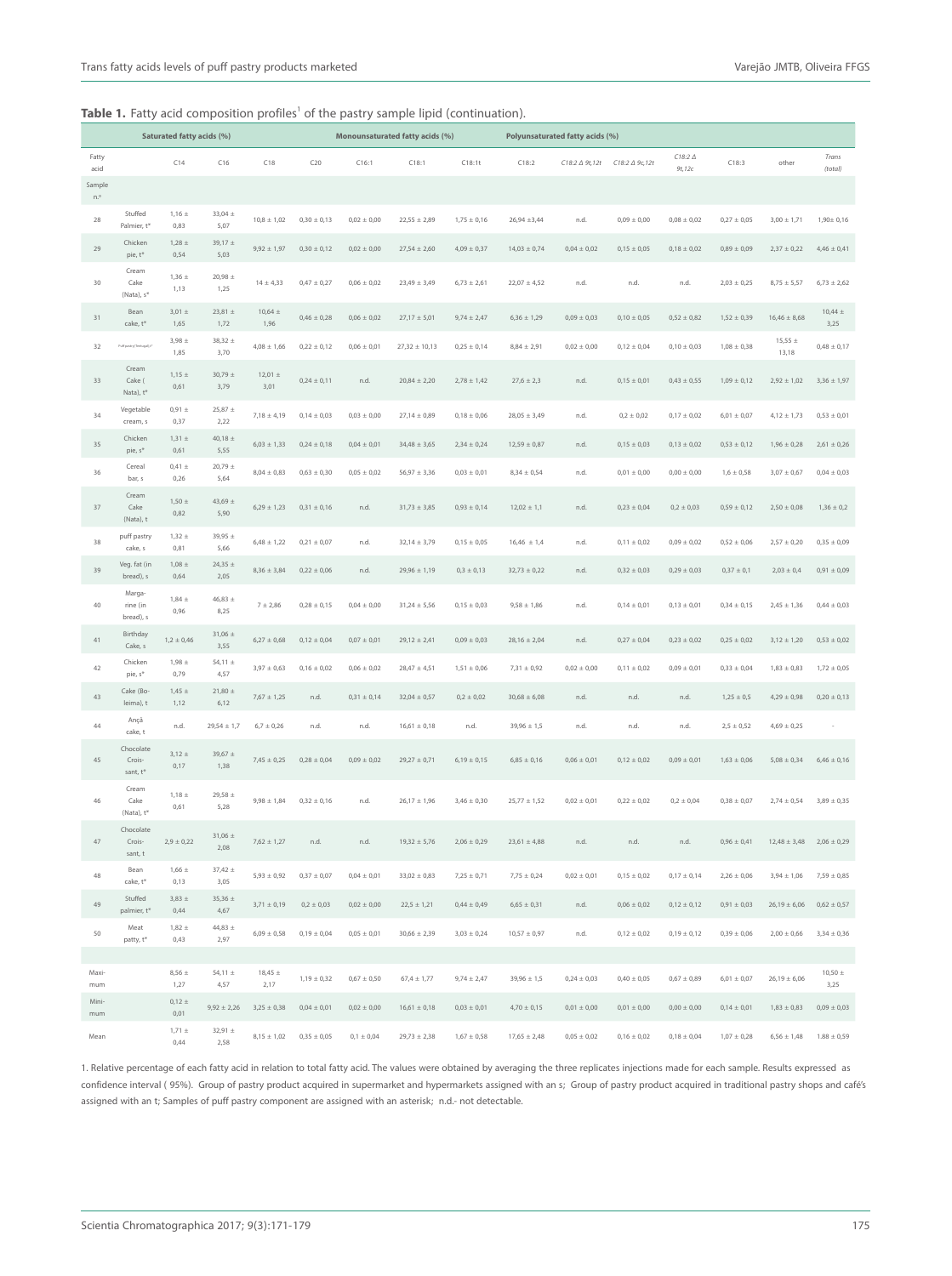**Table 1.** Fatty acid composition profiles[1] of the pastry sample lipid (continuation).

| | Saturated fatty acids (%) | | | | Monounsaturated fatty acids (%) | | | Polyunsaturated fatty acids (%) | | | | | | |
|---|---|---|---|---|---|---|---|---|---|---|---|---|---|---|
| Fatty acid | | C14 | C16 | C18 | C20 | C16:1 | C18:1 | C18:1t | C18:2 | C18:2 Δ 9t,12t | C18:2 Δ 9c,12t | C18:2 Δ 9t,12c | C18:3 | other | Trans (total) |
| Sample n.º | | | | | | | | | | | | | | | |
| 28 | Stuffed Palmier, t* | 1,16 ± 0,83 | 33,04 ± 5,07 | 10,8 ± 1,02 | 0,30 ± 0,13 | 0,02 ± 0,00 | 22,55 ± 2,89 | 1,75 ± 0,16 | 26,94 ±3,44 | n.d. | 0,09 ± 0,00 | 0,08 ± 0,02 | 0,27 ± 0,05 | 3,00 ± 1,71 | 1,90± 0,16 |
| 29 | Chicken pie, t* | 1,28 ± 0,54 | 39,17 ± 5,03 | 9,92 ± 1,97 | 0,30 ± 0,12 | 0,02 ± 0,00 | 27,54 ± 2,60 | 4,09 ± 0,37 | 14,03 ± 0,74 | 0,04 ± 0,02 | 0,15 ± 0,05 | 0,18 ± 0,02 | 0,89 ± 0,09 | 2,37 ± 0,22 | 4,46 ± 0,41 |
| 30 | Cream Cake (Nata), s* | 1,36 ± 1,13 | 20,98 ± 1,25 | 14 ± 4,33 | 0,47 ± 0,27 | 0,06 ± 0,02 | 23,49 ± 3,49 | 6,73 ± 2,61 | 22,07 ± 4,52 | n.d. | n.d. | n.d. | 2,03 ± 0,25 | 8,75 ± 5,57 | 6,73 ± 2,62 |
| 31 | Bean cake, t* | 3,01 ± 1,65 | 23,81 ± 1,72 | 10,64 ± 1,96 | 0,46 ± 0,28 | 0,06 ± 0,02 | 27,17 ± 5,01 | 9,74 ± 2,47 | 6,36 ± 1,29 | 0,09 ± 0,03 | 0,10 ± 0,05 | 0,52 ± 0,82 | 1,52 ± 0,39 | 16,46 ± 8,68 | 10,44 ± 3,25 |
| 32 | Puff pastry (Tentugal), t* | 3,98 ± 1,85 | 38,32 ± 3,70 | 4,08 ± 1,66 | 0,22 ± 0,12 | 0,06 ± 0,01 | 27,32 ± 10,13 | 0,25 ± 0,14 | 8,84 ± 2,91 | 0,02 ± 0,00 | 0,12 ± 0,04 | 0,10 ± 0,03 | 1,08 ± 0,38 | 15,55 ± 13,18 | 0,48 ± 0,17 |
| 33 | Cream Cake ( Nata), t* | 1,15 ± 0,61 | 30,79 ± 3,79 | 12,01 ± 3,01 | 0,24 ± 0,11 | n.d. | 20,84 ± 2,20 | 2,78 ± 1,42 | 27,6 ± 2,3 | n.d. | 0,15 ± 0,01 | 0,43 ± 0,55 | 1,09 ± 0,12 | 2,92 ± 1,02 | 3,36 ± 1,97 |
| 34 | Vegetable cream, s | 0,91 ± 0,37 | 25,87 ± 2,22 | 7,18 ± 4,19 | 0,14 ± 0,03 | 0,03 ± 0,00 | 27,14 ± 0,89 | 0,18 ± 0,06 | 28,05 ± 3,49 | n.d. | 0,2 ± 0,02 | 0,17 ± 0,02 | 6,01 ± 0,07 | 4,12 ± 1,73 | 0,53 ± 0,01 |
| 35 | Chicken pie, s* | 1,31 ± 0,61 | 40,18 ± 5,55 | 6,03 ± 1,33 | 0,24 ± 0,18 | 0,04 ± 0,01 | 34,48 ± 3,65 | 2,34 ± 0,24 | 12,59 ± 0,87 | n.d. | 0,15 ± 0,03 | 0,13 ± 0,02 | 0,53 ± 0,12 | 1,96 ± 0,28 | 2,61 ± 0,26 |
| 36 | Cereal bar, s | 0,41 ± 0,26 | 20,79 ± 5,64 | 8,04 ± 0,83 | 0,63 ± 0,30 | 0,05 ± 0,02 | 56,97 ± 3,36 | 0,03 ± 0,01 | 8,34 ± 0,54 | n.d. | 0,01 ± 0,00 | 0,00 ± 0,00 | 1,6 ± 0,58 | 3,07 ± 0,67 | 0,04 ± 0,03 |
| 37 | Cream Cake (Nata), t | 1,50 ± 0,82 | 43,69 ± 5,90 | 6,29 ± 1,23 | 0,31 ± 0,16 | n.d. | 31,73 ± 3,85 | 0,93 ± 0,14 | 12,02 ± 1,1 | n.d. | 0,23 ± 0,04 | 0,2 ± 0,03 | 0,59 ± 0,12 | 2,50 ± 0,08 | 1,36 ± 0,2 |
| 38 | puff pastry cake, s | 1,32 ± 0,81 | 39,95 ± 5,66 | 6,48 ± 1,22 | 0,21 ± 0,07 | n.d. | 32,14 ± 3,79 | 0,15 ± 0,05 | 16,46 ± 1,4 | n.d. | 0,11 ± 0,02 | 0,09 ± 0,02 | 0,52 ± 0,06 | 2,57 ± 0,20 | 0,35 ± 0,09 |
| 39 | Veg. fat (in bread), s | 1,08 ± 0,64 | 24,35 ± 2,05 | 8,36 ± 3,84 | 0,22 ± 0,06 | n.d. | 29,96 ± 1,19 | 0,3 ± 0,13 | 32,73 ± 0,22 | n.d. | 0,32 ± 0,03 | 0,29 ± 0,03 | 0,37 ± 0,1 | 2,03 ± 0,4 | 0,91 ± 0,09 |
| 40 | Margarine (in bread), s | 1,84 ± 0,96 | 46,83 ± 8,25 | 7 ± 2,86 | 0,28 ± 0,15 | 0,04 ± 0,00 | 31,24 ± 5,56 | 0,15 ± 0,03 | 9,58 ± 1,86 | n.d. | 0,14 ± 0,01 | 0,13 ± 0,01 | 0,34 ± 0,15 | 2,45 ± 1,36 | 0,44 ± 0,03 |
| 41 | Birthday Cake, s | 1,2 ± 0,46 | 31,06 ± 3,55 | 6,27 ± 0,68 | 0,12 ± 0,04 | 0,07 ± 0,01 | 29,12 ± 2,41 | 0,09 ± 0,03 | 28,16 ± 2,04 | n.d. | 0,27 ± 0,04 | 0,23 ± 0,02 | 0,25 ± 0,02 | 3,12 ± 1,20 | 0,53 ± 0,02 |
| 42 | Chicken pie, s* | 1,98 ± 0,79 | 54,11 ± 4,57 | 3,97 ± 0,63 | 0,16 ± 0,02 | 0,06 ± 0,02 | 28,47 ± 4,51 | 1,51 ± 0,06 | 7,31 ± 0,92 | 0,02 ± 0,00 | 0,11 ± 0,02 | 0,09 ± 0,01 | 0,33 ± 0,04 | 1,83 ± 0,83 | 1,72 ± 0,05 |
| 43 | Cake (Boleima), t | 1,45 ± 1,12 | 21,80 ± 6,12 | 7,67 ± 1,25 | n.d. | 0,31 ± 0,14 | 32,04 ± 0,57 | 0,2 ± 0,02 | 30,68 ± 6,08 | n.d. | n.d. | n.d. | 1,25 ± 0,5 | 4,29 ± 0,98 | 0,20 ± 0,13 |
| 44 | Ançã cake, t | n.d. | 29,54 ± 1,7 | 6,7 ± 0,26 | n.d. | n.d. | 16,61 ± 0,18 | n.d. | 39,96 ± 1,5 | n.d. | n.d. | n.d. | 2,5 ± 0,52 | 4,69 ± 0,25 | - |
| 45 | Chocolate Croissant, t* | 3,12 ± 0,17 | 39,67 ± 1,38 | 7,45 ± 0,25 | 0,28 ± 0,04 | 0,09 ± 0,02 | 29,27 ± 0,71 | 6,19 ± 0,15 | 6,85 ± 0,16 | 0,06 ± 0,01 | 0,12 ± 0,02 | 0,09 ± 0,01 | 1,63 ± 0,06 | 5,08 ± 0,34 | 6,46 ± 0,16 |
| 46 | Cream Cake (Nata), t* | 1,18 ± 0,61 | 29,58 ± 5,28 | 9,98 ± 1,84 | 0,32 ± 0,16 | n.d. | 26,17 ± 1,96 | 3,46 ± 0,30 | 25,77 ± 1,52 | 0,02 ± 0,01 | 0,22 ± 0,02 | 0,2 ± 0,04 | 0,38 ± 0,07 | 2,74 ± 0,54 | 3,89 ± 0,35 |
| 47 | Chocolate Croissant, t | 2,9 ± 0,22 | 31,06 ± 2,08 | 7,62 ± 1,27 | n.d. | n.d. | 19,32 ± 5,76 | 2,06 ± 0,29 | 23,61 ± 4,88 | n.d. | n.d. | n.d. | 0,96 ± 0,41 | 12,48 ± 3,48 | 2,06 ± 0,29 |
| 48 | Bean cake, t* | 1,66 ± 0,13 | 37,42 ± 3,05 | 5,93 ± 0,92 | 0,37 ± 0,07 | 0,04 ± 0,01 | 33,02 ± 0,83 | 7,25 ± 0,71 | 7,75 ± 0,24 | 0,02 ± 0,01 | 0,15 ± 0,02 | 0,17 ± 0,14 | 2,26 ± 0,06 | 3,94 ± 1,06 | 7,59 ± 0,85 |
| 49 | Stuffed palmier, t* | 3,83 ± 0,44 | 35,36 ± 4,67 | 3,71 ± 0,19 | 0,2 ± 0,03 | 0,02 ± 0,00 | 22,5 ± 1,21 | 0,44 ± 0,49 | 6,65 ± 0,31 | n.d. | 0,06 ± 0,02 | 0,12 ± 0,12 | 0,91 ± 0,03 | 26,19 ± 6,06 | 0,62 ± 0,57 |
| 50 | Meat patty, t* | 1,82 ± 0,43 | 44,83 ± 2,97 | 6,09 ± 0,58 | 0,19 ± 0,04 | 0,05 ± 0,01 | 30,66 ± 2,39 | 3,03 ± 0,24 | 10,57 ± 0,97 | n.d. | 0,12 ± 0,02 | 0,19 ± 0,12 | 0,39 ± 0,06 | 2,00 ± 0,66 | 3,34 ± 0,36 |
| Maximum | | 8,56 ± 1,27 | 54,11 ± 4,57 | 18,45 ± 2,17 | 1,19 ± 0,32 | 0,67 ± 0,50 | 67,4 ± 1,77 | 9,74 ± 2,47 | 39,96 ± 1,5 | 0,24 ± 0,03 | 0,40 ± 0,05 | 0,67 ± 0,89 | 6,01 ± 0,07 | 26,19 ± 6,06 | 10,50 ± 3,25 |
| Minimum | | 0,12 ± 0,01 | 9,92 ± 2,26 | 3,25 ± 0,38 | 0,04 ± 0,01 | 0,02 ± 0,00 | 16,61 ± 0,18 | 0,03 ± 0,01 | 4,70 ± 0,15 | 0,01 ± 0,00 | 0,01 ± 0,00 | 0,00 ± 0,00 | 0,14 ± 0,01 | 1,83 ± 0,83 | 0,09 ± 0,03 |
| Mean | | 1,71 ± 0,44 | 32,91 ± 2,58 | 8,15 ± 1,02 | 0,35 ± 0,05 | 0,1 ± 0,04 | 29,73 ± 2,38 | 1,67 ± 0,58 | 17,65 ± 2,48 | 0,05 ± 0,02 | 0,16 ± 0,02 | 0,18 ± 0,04 | 1,07 ± 0,28 | 6,56 ± 1,48 | 1.88 ± 0,59 |

1. Relative percentage of each fatty acid in relation to total fatty acid. The values were obtained by averaging the three replicates injections made for each sample. Results expressed as confidence interval ( 95%). Group of pastry product acquired in supermarket and hypermarkets assigned with an s; Group of pastry product acquired in traditional pastry shops and café's assigned with an t; Samples of puff pastry component are assigned with an asterisk; n.d.- not detectable.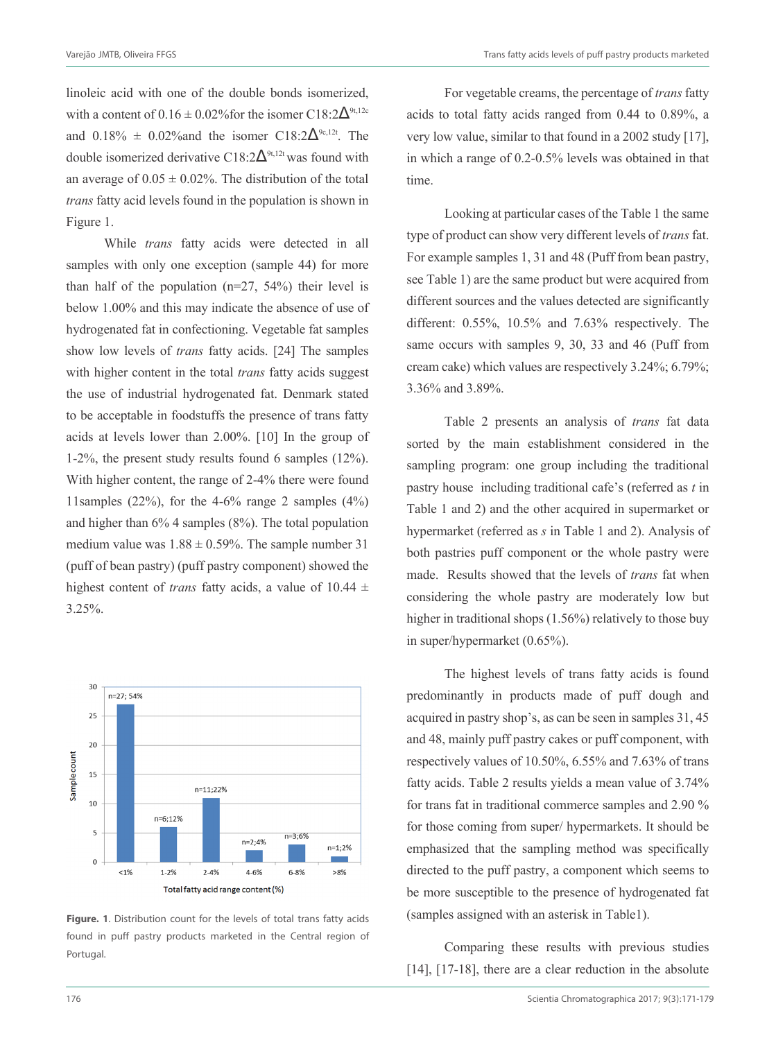linoleic acid with one of the double bonds isomerized, with a content of 0.16 ± 0.02%for the isomer C18:2$\Delta^{9t,12c}$ and 0.18% ± 0.02%and the isomer C18:2$\Delta^{9c,12t}$. The double isomerized derivative C18:2$\Delta^{9t,12t}$ was found with an average of 0.05 ± 0.02%. The distribution of the total *trans* fatty acid levels found in the population is shown in Figure 1.

While *trans* fatty acids were detected in all samples with only one exception (sample 44) for more than half of the population (n=27, 54%) their level is below 1.00% and this may indicate the absence of use of hydrogenated fat in confectioning. Vegetable fat samples show low levels of *trans* fatty acids. [24] The samples with higher content in the total *trans* fatty acids suggest the use of industrial hydrogenated fat. Denmark stated to be acceptable in foodstuffs the presence of trans fatty acids at levels lower than 2.00%. [10] In the group of 1-2%, the present study results found 6 samples (12%). With higher content, the range of 2-4% there were found 11samples (22%), for the 4-6% range 2 samples (4%) and higher than 6% 4 samples (8%). The total population medium value was 1.88 ± 0.59%. The sample number 31 (puff of bean pastry) (puff pastry component) showed the highest content of *trans* fatty acids, a value of 10.44 ± 3.25%.

**Figure. 1**. Distribution count for the levels of total trans fatty acids found in puff pastry products marketed in the Central region of Portugal.

For vegetable creams, the percentage of *trans* fatty acids to total fatty acids ranged from 0.44 to 0.89%, a very low value, similar to that found in a 2002 study [17], in which a range of 0.2-0.5% levels was obtained in that time.

Looking at particular cases of the Table 1 the same type of product can show very different levels of *trans* fat. For example samples 1, 31 and 48 (Puff from bean pastry, see Table 1) are the same product but were acquired from different sources and the values detected are significantly different: 0.55%, 10.5% and 7.63% respectively. The same occurs with samples 9, 30, 33 and 46 (Puff from cream cake) which values are respectively 3.24%; 6.79%; 3.36% and 3.89%.

Table 2 presents an analysis of *trans* fat data sorted by the main establishment considered in the sampling program: one group including the traditional pastry house including traditional cafe's (referred as *t* in Table 1 and 2) and the other acquired in supermarket or hypermarket (referred as *s* in Table 1 and 2). Analysis of both pastries puff component or the whole pastry were made. Results showed that the levels of *trans* fat when considering the whole pastry are moderately low but higher in traditional shops (1.56%) relatively to those buy in super/hypermarket (0.65%).

The highest levels of trans fatty acids is found predominantly in products made of puff dough and acquired in pastry shop's, as can be seen in samples 31, 45 and 48, mainly puff pastry cakes or puff component, with respectively values of 10.50%, 6.55% and 7.63% of trans fatty acids. Table 2 results yields a mean value of 3.74% for trans fat in traditional commerce samples and 2.90 % for those coming from super/ hypermarkets. It should be emphasized that the sampling method was specifically directed to the puff pastry, a component which seems to be more susceptible to the presence of hydrogenated fat (samples assigned with an asterisk in Table1).

Comparing these results with previous studies [14], [17-18], there are a clear reduction in the absolute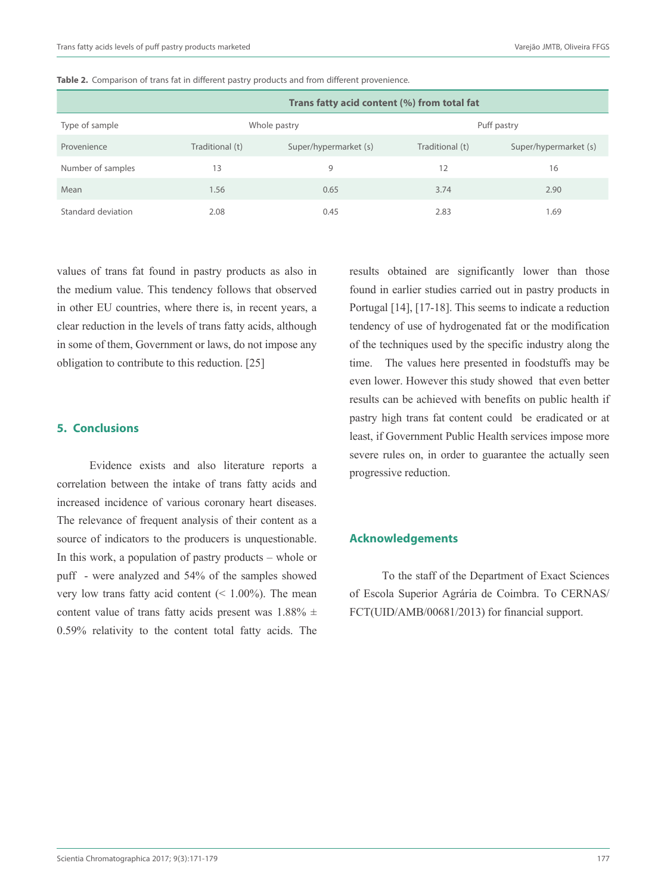**Table 2.** Comparison of trans fat in different pastry products and from different provenience.

| | Trans fatty acid content (%) from total fat | | | |
|---|---|---|---|---|
| Type of sample | Whole pastry | | Puff pastry | |
| Provenience | Traditional (t) | Super/hypermarket (s) | Traditional (t) | Super/hypermarket (s) |
| Number of samples | 13 | 9 | 12 | 16 |
| Mean | 1.56 | 0.65 | 3.74 | 2.90 |
| Standard deviation | 2.08 | 0.45 | 2.83 | 1.69 |

values of trans fat found in pastry products as also in the medium value. This tendency follows that observed in other EU countries, where there is, in recent years, a clear reduction in the levels of trans fatty acids, although in some of them, Government or laws, do not impose any obligation to contribute to this reduction. [25]

## 5. Conclusions

Evidence exists and also literature reports a correlation between the intake of trans fatty acids and increased incidence of various coronary heart diseases. The relevance of frequent analysis of their content as a source of indicators to the producers is unquestionable. In this work, a population of pastry products – whole or puff - were analyzed and 54% of the samples showed very low trans fatty acid content (< 1.00%). The mean content value of trans fatty acids present was 1.88% ± 0.59% relativity to the content total fatty acids. The results obtained are significantly lower than those found in earlier studies carried out in pastry products in Portugal [14], [17-18]. This seems to indicate a reduction tendency of use of hydrogenated fat or the modification of the techniques used by the specific industry along the time. The values here presented in foodstuffs may be even lower. However this study showed that even better results can be achieved with benefits on public health if pastry high trans fat content could be eradicated or at least, if Government Public Health services impose more severe rules on, in order to guarantee the actually seen progressive reduction.

## Acknowledgements

To the staff of the Department of Exact Sciences of Escola Superior Agrária de Coimbra. To CERNAS/FCT(UID/AMB/00681/2013) for financial support.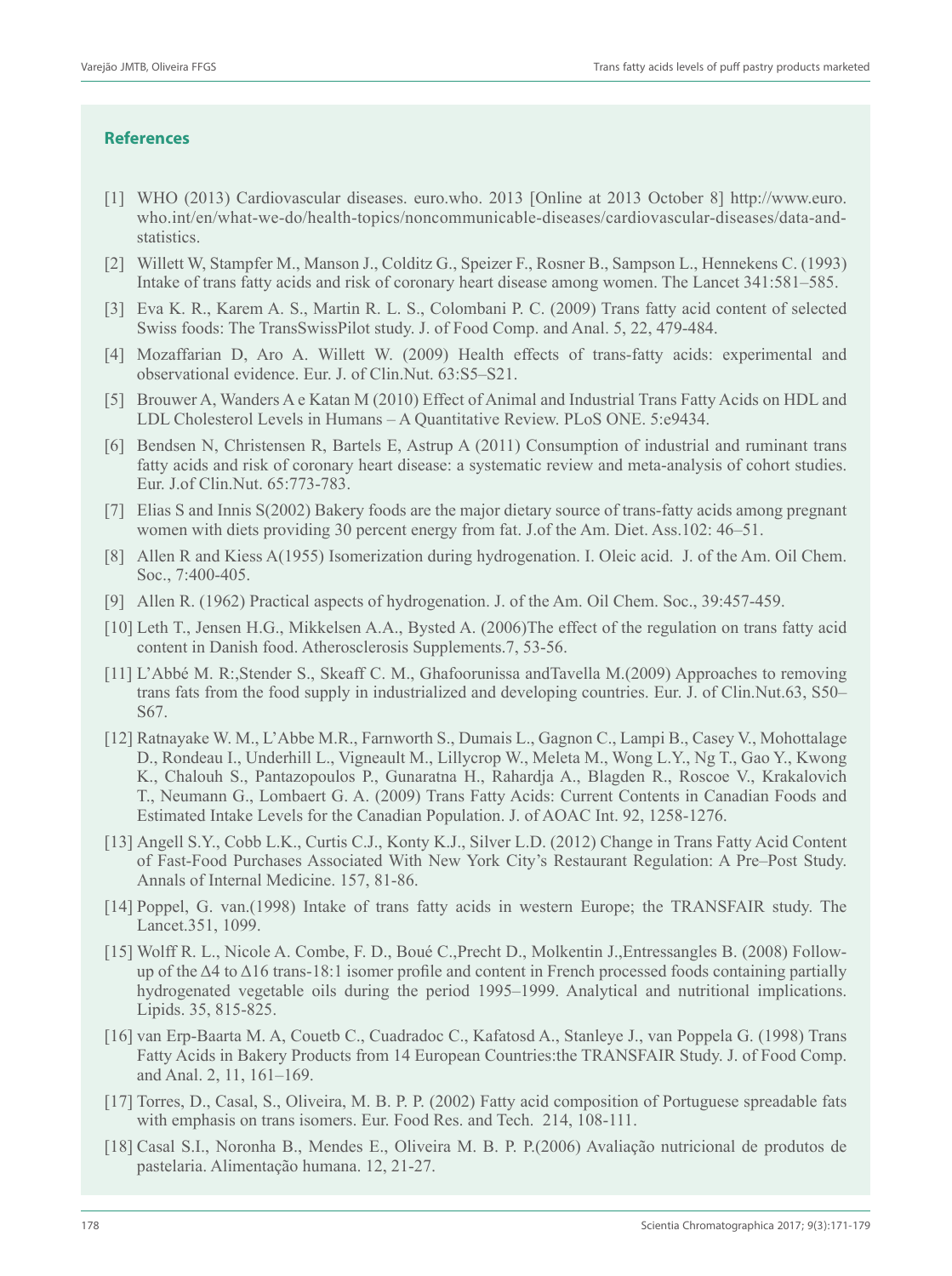## References

[1] WHO (2013) Cardiovascular diseases. euro.who. 2013 [Online at 2013 October 8] http://www.euro.who.int/en/what-we-do/health-topics/noncommunicable-diseases/cardiovascular-diseases/data-and-statistics.

[2] Willett W, Stampfer M., Manson J., Colditz G., Speizer F., Rosner B., Sampson L., Hennekens C. (1993) Intake of trans fatty acids and risk of coronary heart disease among women. The Lancet 341:581–585.

[3] Eva K. R., Karem A. S., Martin R. L. S., Colombani P. C. (2009) Trans fatty acid content of selected Swiss foods: The TransSwissPilot study. J. of Food Comp. and Anal. 5, 22, 479-484.

[4] Mozaffarian D, Aro A. Willett W. (2009) Health effects of trans-fatty acids: experimental and observational evidence. Eur. J. of Clin.Nut. 63:S5–S21.

[5] Brouwer A, Wanders A e Katan M (2010) Effect of Animal and Industrial Trans Fatty Acids on HDL and LDL Cholesterol Levels in Humans – A Quantitative Review. PLoS ONE. 5:e9434.

[6] Bendsen N, Christensen R, Bartels E, Astrup A (2011) Consumption of industrial and ruminant trans fatty acids and risk of coronary heart disease: a systematic review and meta-analysis of cohort studies. Eur. J.of Clin.Nut. 65:773-783.

[7] Elias S and Innis S(2002) Bakery foods are the major dietary source of trans-fatty acids among pregnant women with diets providing 30 percent energy from fat. J.of the Am. Diet. Ass.102: 46–51.

[8] Allen R and Kiess A(1955) Isomerization during hydrogenation. I. Oleic acid. J. of the Am. Oil Chem. Soc., 7:400-405.

[9] Allen R. (1962) Practical aspects of hydrogenation. J. of the Am. Oil Chem. Soc., 39:457-459.

[10] Leth T., Jensen H.G., Mikkelsen A.A., Bysted A. (2006)The effect of the regulation on trans fatty acid content in Danish food. Atherosclerosis Supplements.7, 53-56.

[11] L'Abbé M. R:,Stender S., Skeaff C. M., Ghafoorunissa andTavella M.(2009) Approaches to removing trans fats from the food supply in industrialized and developing countries. Eur. J. of Clin.Nut.63, S50–S67.

[12] Ratnayake W. M., L'Abbe M.R., Farnworth S., Dumais L., Gagnon C., Lampi B., Casey V., Mohottalage D., Rondeau I., Underhill L., Vigneault M., Lillycrop W., Meleta M., Wong L.Y., Ng T., Gao Y., Kwong K., Chalouh S., Pantazopoulos P., Gunaratna H., Rahardja A., Blagden R., Roscoe V., Krakalovich T., Neumann G., Lombaert G. A. (2009) Trans Fatty Acids: Current Contents in Canadian Foods and Estimated Intake Levels for the Canadian Population. J. of AOAC Int. 92, 1258-1276.

[13] Angell S.Y., Cobb L.K., Curtis C.J., Konty K.J., Silver L.D. (2012) Change in Trans Fatty Acid Content of Fast-Food Purchases Associated With New York City's Restaurant Regulation: A Pre–Post Study. Annals of Internal Medicine. 157, 81-86.

[14] Poppel, G. van.(1998) Intake of trans fatty acids in western Europe; the TRANSFAIR study. The Lancet.351, 1099.

[15] Wolff R. L., Nicole A. Combe, F. D., Boué C.,Precht D., Molkentin J.,Entressangles B. (2008) Follow-up of the Δ4 to Δ16 trans-18:1 isomer profile and content in French processed foods containing partially hydrogenated vegetable oils during the period 1995–1999. Analytical and nutritional implications. Lipids. 35, 815-825.

[16] van Erp-Baarta M. A, Couetb C., Cuadradoc C., Kafatosd A., Stanleye J., van Poppela G. (1998) Trans Fatty Acids in Bakery Products from 14 European Countries:the TRANSFAIR Study. J. of Food Comp. and Anal. 2, 11, 161–169.

[17] Torres, D., Casal, S., Oliveira, M. B. P. P. (2002) Fatty acid composition of Portuguese spreadable fats with emphasis on trans isomers. Eur. Food Res. and Tech. 214, 108-111.

[18] Casal S.I., Noronha B., Mendes E., Oliveira M. B. P. P.(2006) Avaliação nutricional de produtos de pastelaria. Alimentação humana. 12, 21-27.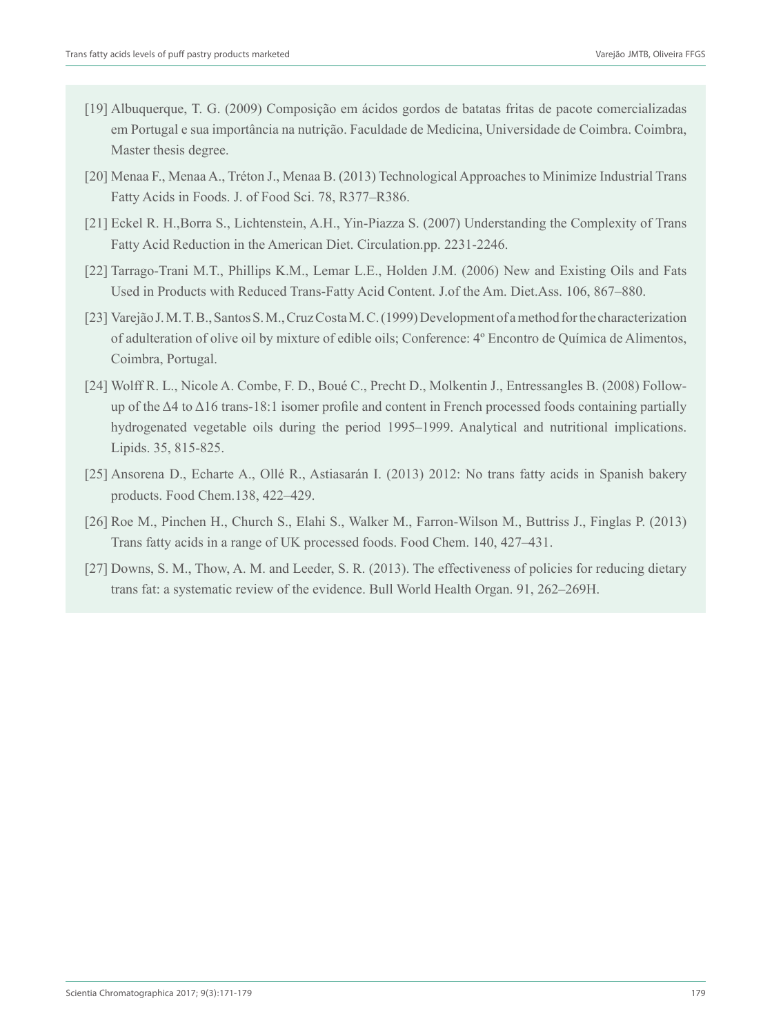[19] Albuquerque, T. G. (2009) Composição em ácidos gordos de batatas fritas de pacote comercializadas em Portugal e sua importância na nutrição. Faculdade de Medicina, Universidade de Coimbra. Coimbra, Master thesis degree.

[20] Menaa F., Menaa A., Tréton J., Menaa B. (2013) Technological Approaches to Minimize Industrial Trans Fatty Acids in Foods. J. of Food Sci. 78, R377–R386.

[21] Eckel R. H.,Borra S., Lichtenstein, A.H., Yin-Piazza S. (2007) Understanding the Complexity of Trans Fatty Acid Reduction in the American Diet. Circulation.pp. 2231-2246.

[22] Tarrago-Trani M.T., Phillips K.M., Lemar L.E., Holden J.M. (2006) New and Existing Oils and Fats Used in Products with Reduced Trans-Fatty Acid Content. J.of the Am. Diet.Ass. 106, 867–880.

[23] Varejão J. M. T. B., Santos S. M., Cruz Costa M. C. (1999) Development of a method for the characterization of adulteration of olive oil by mixture of edible oils; Conference: 4º Encontro de Química de Alimentos, Coimbra, Portugal.

[24] Wolff R. L., Nicole A. Combe, F. D., Boué C., Precht D., Molkentin J., Entressangles B. (2008) Follow-up of the Δ4 to Δ16 trans-18:1 isomer profile and content in French processed foods containing partially hydrogenated vegetable oils during the period 1995–1999. Analytical and nutritional implications. Lipids. 35, 815-825.

[25] Ansorena D., Echarte A., Ollé R., Astiasarán I. (2013) 2012: No trans fatty acids in Spanish bakery products. Food Chem.138, 422–429.

[26] Roe M., Pinchen H., Church S., Elahi S., Walker M., Farron-Wilson M., Buttriss J., Finglas P. (2013) Trans fatty acids in a range of UK processed foods. Food Chem. 140, 427–431.

[27] Downs, S. M., Thow, A. M. and Leeder, S. R. (2013). The effectiveness of policies for reducing dietary trans fat: a systematic review of the evidence. Bull World Health Organ. 91, 262–269H.